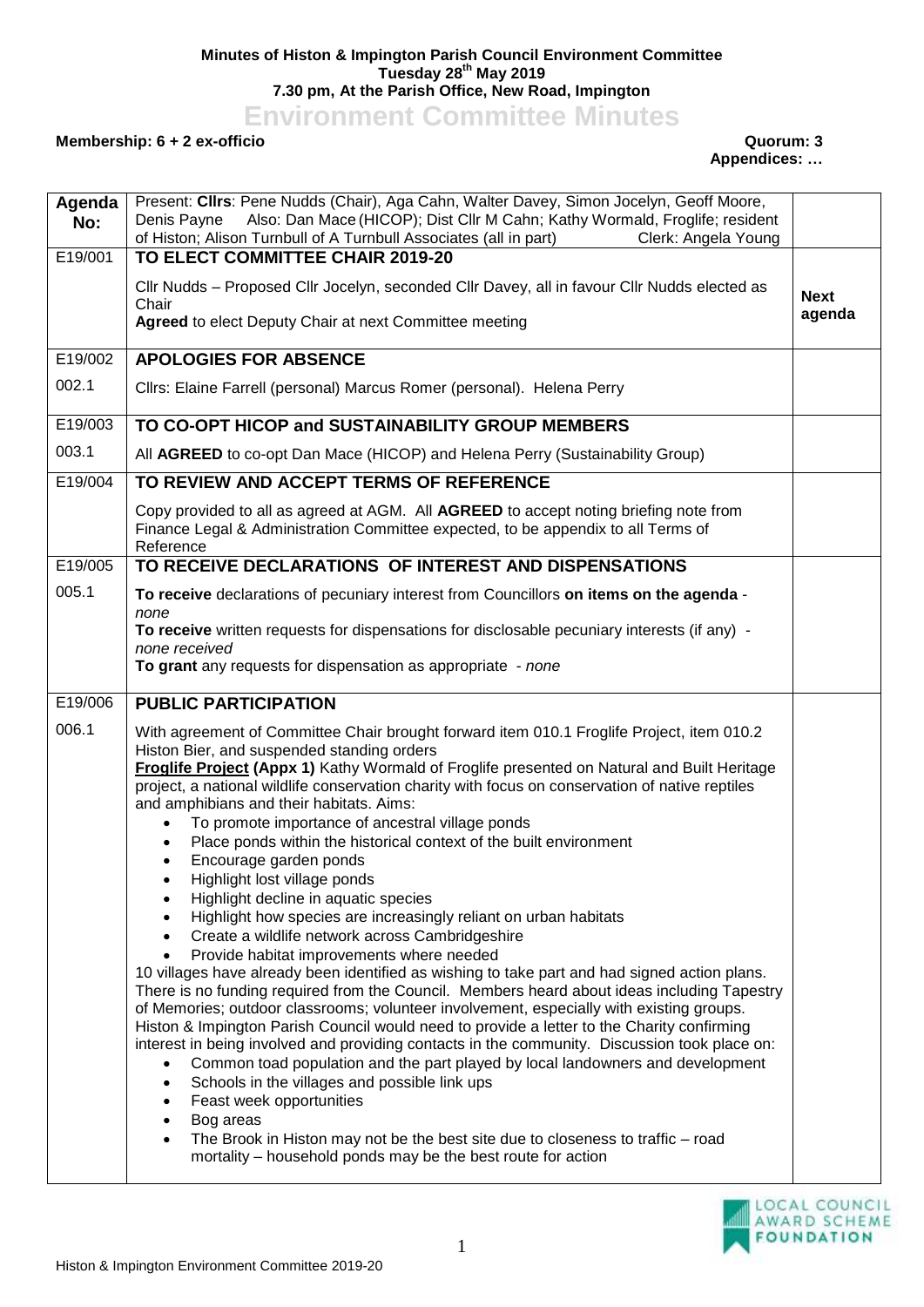**Minutes of Histon & Impington Parish Council Environment Committee**
**Tuesday 28th May 2019**
**7.30 pm, At the Parish Office, New Road, Impington**

# Environment Committee Minutes

**Membership: 6 + 2 ex-officio** **Quorum: 3**
**Appendices: …**

| Agenda No: | Present: **Cllrs**: Pene Nudds (Chair), Aga Cahn, Walter Davey, Simon Jocelyn, Geoff Moore, Denis Payne Also: Dan Mace (HICOP); Dist Cllr M Cahn; Kathy Wormald, Froglife; resident of Histon; Alison Turnbull of A Turnbull Associates (all in part) Clerk: Angela Young | |
|---|---|---|
| E19/001 | **TO ELECT COMMITTEE CHAIR 2019-20** | |
| | Cllr Nudds – Proposed Cllr Jocelyn, seconded Cllr Davey, all in favour Cllr Nudds elected as Chair<br>**Agreed** to elect Deputy Chair at next Committee meeting | **Next agenda** |
| E19/002 | **APOLOGIES FOR ABSENCE** | |
| 002.1 | Cllrs: Elaine Farrell (personal) Marcus Romer (personal). Helena Perry | |
| E19/003 | **TO CO-OPT HICOP and SUSTAINABILITY GROUP MEMBERS** | |
| 003.1 | All **AGREED** to co-opt Dan Mace (HICOP) and Helena Perry (Sustainability Group) | |
| E19/004 | **TO REVIEW AND ACCEPT TERMS OF REFERENCE** | |
| | Copy provided to all as agreed at AGM. All **AGREED** to accept noting briefing note from Finance Legal & Administration Committee expected, to be appendix to all Terms of Reference | |
| E19/005 | **TO RECEIVE DECLARATIONS OF INTEREST AND DISPENSATIONS** | |
| 005.1 | **To receive** declarations of pecuniary interest from Councillors **on items on the agenda** - *none*<br>**To receive** written requests for dispensations for disclosable pecuniary interests (if any) - *none received*<br>**To grant** any requests for dispensation as appropriate - *none* | |
| E19/006 | **PUBLIC PARTICIPATION** | |
| 006.1 | With agreement of Committee Chair brought forward item 010.1 Froglife Project, item 010.2 Histon Bier, and suspended standing orders<br>**<u>Froglife Project</u> (Appx 1)** Kathy Wormald of Froglife presented on Natural and Built Heritage project, a national wildlife conservation charity with focus on conservation of native reptiles and amphibians and their habitats. Aims:<br>• To promote importance of ancestral village ponds<br>• Place ponds within the historical context of the built environment<br>• Encourage garden ponds<br>• Highlight lost village ponds<br>• Highlight decline in aquatic species<br>• Highlight how species are increasingly reliant on urban habitats<br>• Create a wildlife network across Cambridgeshire<br>• Provide habitat improvements where needed<br>10 villages have already been identified as wishing to take part and had signed action plans. There is no funding required from the Council. Members heard about ideas including Tapestry of Memories; outdoor classrooms; volunteer involvement, especially with existing groups. Histon & Impington Parish Council would need to provide a letter to the Charity confirming interest in being involved and providing contacts in the community. Discussion took place on:<br>• Common toad population and the part played by local landowners and development<br>• Schools in the villages and possible link ups<br>• Feast week opportunities<br>• Bog areas<br>• The Brook in Histon may not be the best site due to closeness to traffic – road mortality – household ponds may be the best route for action | |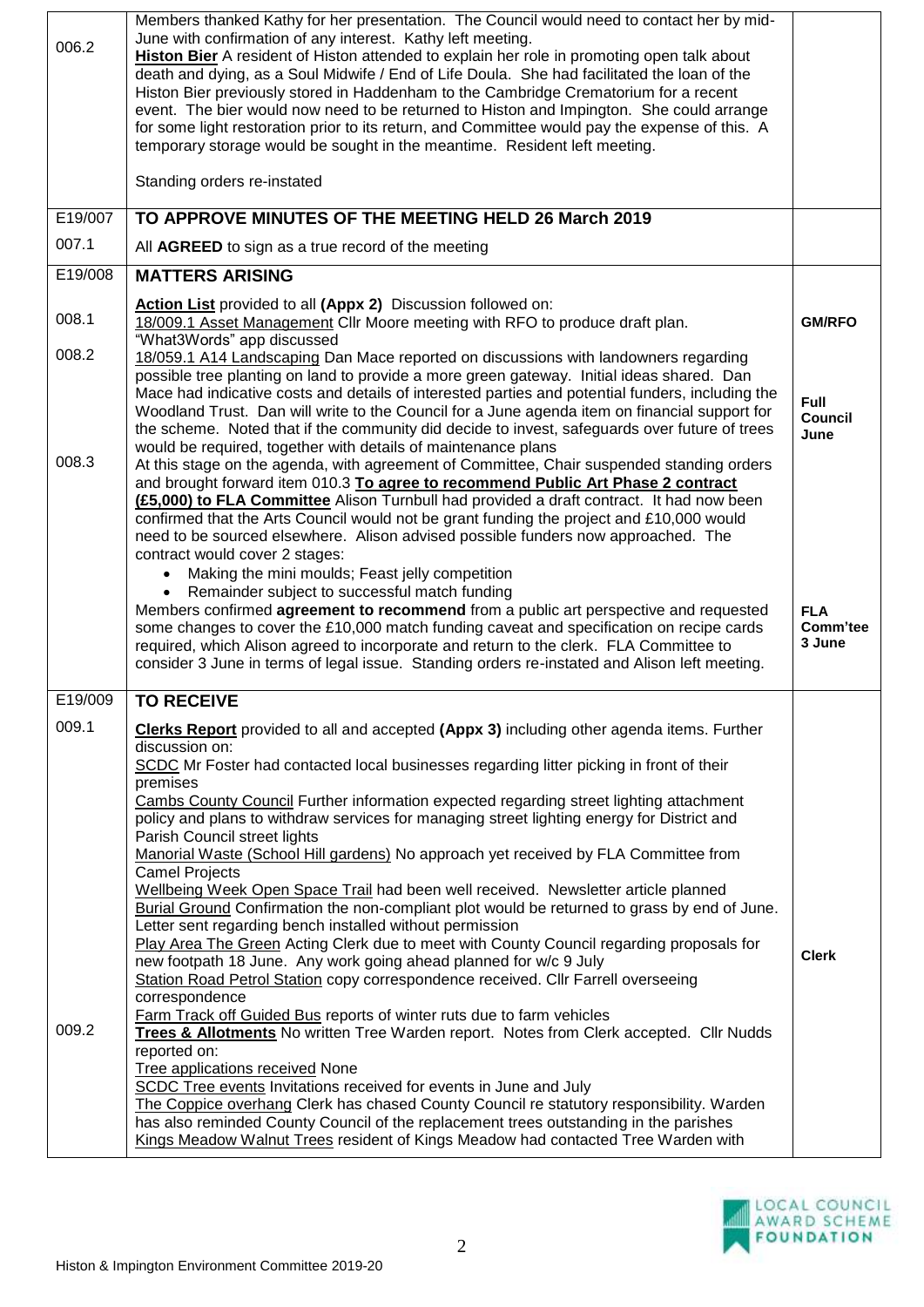| | | |
|---|---|---|
| 006.2 | Members thanked Kathy for her presentation. The Council would need to contact her by mid-June with confirmation of any interest. Kathy left meeting.<br>**Histon Bier** A resident of Histon attended to explain her role in promoting open talk about death and dying, as a Soul Midwife / End of Life Doula. She had facilitated the loan of the Histon Bier previously stored in Haddenham to the Cambridge Crematorium for a recent event. The bier would now need to be returned to Histon and Impington. She could arrange for some light restoration prior to its return, and Committee would pay the expense of this. A temporary storage would be sought in the meantime. Resident left meeting.<br><br>Standing orders re-instated | |
| E19/007 | **TO APPROVE MINUTES OF THE MEETING HELD 26 March 2019** | |
| 007.1 | All **AGREED** to sign as a true record of the meeting | |
| E19/008 | **MATTERS ARISING** | |
| 008.1 | **Action List** provided to all **(Appx 2)** Discussion followed on:<br>18/009.1 Asset Management Cllr Moore meeting with RFO to produce draft plan. "What3Words" app discussed | **GM/RFO** |
| 008.2 | 18/059.1 A14 Landscaping Dan Mace reported on discussions with landowners regarding possible tree planting on land to provide a more green gateway. Initial ideas shared. Dan Mace had indicative costs and details of interested parties and potential funders, including the Woodland Trust. Dan will write to the Council for a June agenda item on financial support for the scheme. Noted that if the community did decide to invest, safeguards over future of trees would be required, together with details of maintenance plans | **Full Council June** |
| 008.3 | At this stage on the agenda, with agreement of Committee, Chair suspended standing orders and brought forward item 010.3 **To agree to recommend Public Art Phase 2 contract (£5,000) to FLA Committee** Alison Turnbull had provided a draft contract. It had now been confirmed that the Arts Council would not be grant funding the project and £10,000 would need to be sourced elsewhere. Alison advised possible funders now approached. The contract would cover 2 stages:<br>• Making the mini moulds; Feast jelly competition<br>• Remainder subject to successful match funding<br>Members confirmed **agreement to recommend** from a public art perspective and requested some changes to cover the £10,000 match funding caveat and specification on recipe cards required, which Alison agreed to incorporate and return to the clerk. FLA Committee to consider 3 June in terms of legal issue. Standing orders re-instated and Alison left meeting. | **FLA Comm'tee 3 June** |
| E19/009 | **TO RECEIVE** | |
| 009.1 | **Clerks Report** provided to all and accepted **(Appx 3)** including other agenda items. Further discussion on:<br>SCDC Mr Foster had contacted local businesses regarding litter picking in front of their premises<br>Cambs County Council Further information expected regarding street lighting attachment policy and plans to withdraw services for managing street lighting energy for District and Parish Council street lights<br>Manorial Waste (School Hill gardens) No approach yet received by FLA Committee from Camel Projects<br>Wellbeing Week Open Space Trail had been well received. Newsletter article planned<br>Burial Ground Confirmation the non-compliant plot would be returned to grass by end of June. Letter sent regarding bench installed without permission<br>Play Area The Green Acting Clerk due to meet with County Council regarding proposals for new footpath 18 June. Any work going ahead planned for w/c 9 July<br>Station Road Petrol Station copy correspondence received. Cllr Farrell overseeing correspondence<br>Farm Track off Guided Bus reports of winter ruts due to farm vehicles | **Clerk** |
| 009.2 | **Trees & Allotments** No written Tree Warden report. Notes from Clerk accepted. Cllr Nudds reported on:<br>Tree applications received None<br>SCDC Tree events Invitations received for events in June and July<br>The Coppice overhang Clerk has chased County Council re statutory responsibility. Warden has also reminded County Council of the replacement trees outstanding in the parishes<br>Kings Meadow Walnut Trees resident of Kings Meadow had contacted Tree Warden with | |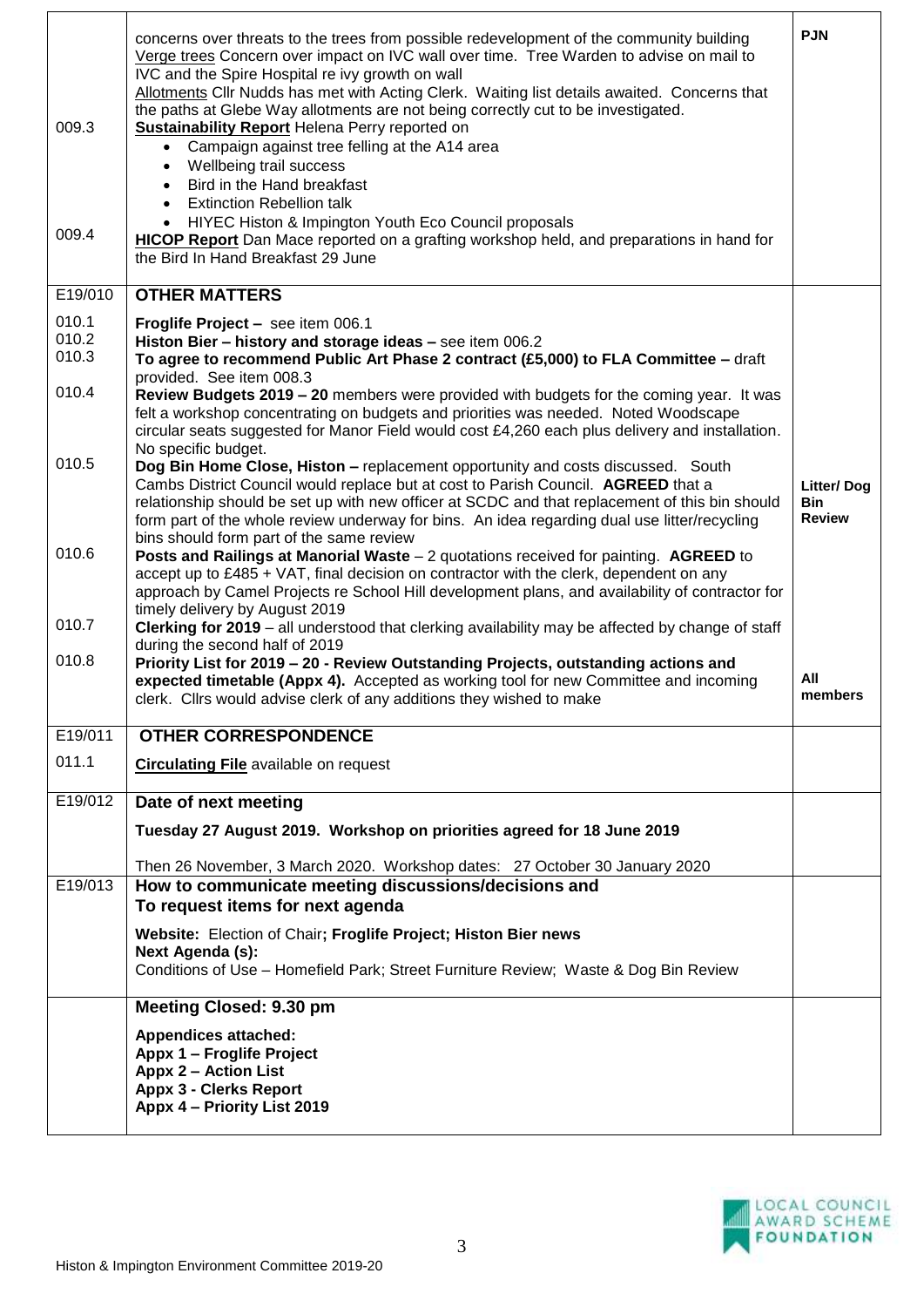| | | |
|---|---|---|
| 009.3<br><br>009.4 | concerns over threats to the trees from possible redevelopment of the community building<br>Verge trees Concern over impact on IVC wall over time. Tree Warden to advise on mail to IVC and the Spire Hospital re ivy growth on wall<br>Allotments Cllr Nudds has met with Acting Clerk. Waiting list details awaited. Concerns that the paths at Glebe Way allotments are not being correctly cut to be investigated.<br>**Sustainability Report** Helena Perry reported on<br>• Campaign against tree felling at the A14 area<br>• Wellbeing trail success<br>• Bird in the Hand breakfast<br>• Extinction Rebellion talk<br>• HIYEC Histon & Impington Youth Eco Council proposals<br>**HICOP Report** Dan Mace reported on a grafting workshop held, and preparations in hand for the Bird In Hand Breakfast 29 June | **PJN** |
| E19/010 | **OTHER MATTERS** | |
| 010.1<br>010.2<br>010.3<br><br>010.4<br><br><br><br>010.5<br><br><br><br><br>010.6<br><br><br><br>010.7<br><br>010.8 | **Froglife Project –** see item 006.1<br>**Histon Bier – history and storage ideas –** see item 006.2<br>**To agree to recommend Public Art Phase 2 contract (£5,000) to FLA Committee –** draft provided. See item 008.3<br>**Review Budgets 2019 – 20** members were provided with budgets for the coming year. It was felt a workshop concentrating on budgets and priorities was needed. Noted Woodscape circular seats suggested for Manor Field would cost £4,260 each plus delivery and installation. No specific budget.<br>**Dog Bin Home Close, Histon –** replacement opportunity and costs discussed. South Cambs District Council would replace but at cost to Parish Council. **AGREED** that a relationship should be set up with new officer at SCDC and that replacement of this bin should form part of the whole review underway for bins. An idea regarding dual use litter/recycling bins should form part of the same review<br>**Posts and Railings at Manorial Waste** – 2 quotations received for painting. **AGREED** to accept up to £485 + VAT, final decision on contractor with the clerk, dependent on any approach by Camel Projects re School Hill development plans, and availability of contractor for timely delivery by August 2019<br>**Clerking for 2019** – all understood that clerking availability may be affected by change of staff during the second half of 2019<br>**Priority List for 2019 – 20 - Review Outstanding Projects, outstanding actions and expected timetable (Appx 4).** Accepted as working tool for new Committee and incoming clerk. Cllrs would advise clerk of any additions they wished to make | <br><br><br><br><br><br><br><br>**Litter/ Dog Bin Review**<br><br><br><br><br><br><br><br><br>**All members** |
| E19/011 | **OTHER CORRESPONDENCE** | |
| 011.1 | **Circulating File** available on request | |
| E19/012 | **Date of next meeting**<br>**Tuesday 27 August 2019. Workshop on priorities agreed for 18 June 2019**<br>Then 26 November, 3 March 2020. Workshop dates: 27 October 30 January 2020 | |
| E19/013 | **How to communicate meeting discussions/decisions and To request items for next agenda**<br>**Website:** Election of Chair**; Froglife Project; Histon Bier news**<br>**Next Agenda (s):**<br>Conditions of Use – Homefield Park; Street Furniture Review; Waste & Dog Bin Review | |
| | **Meeting Closed: 9.30 pm**<br>**Appendices attached:**<br>**Appx 1 – Froglife Project**<br>**Appx 2 – Action List**<br>**Appx 3 - Clerks Report**<br>**Appx 4 – Priority List 2019** | |